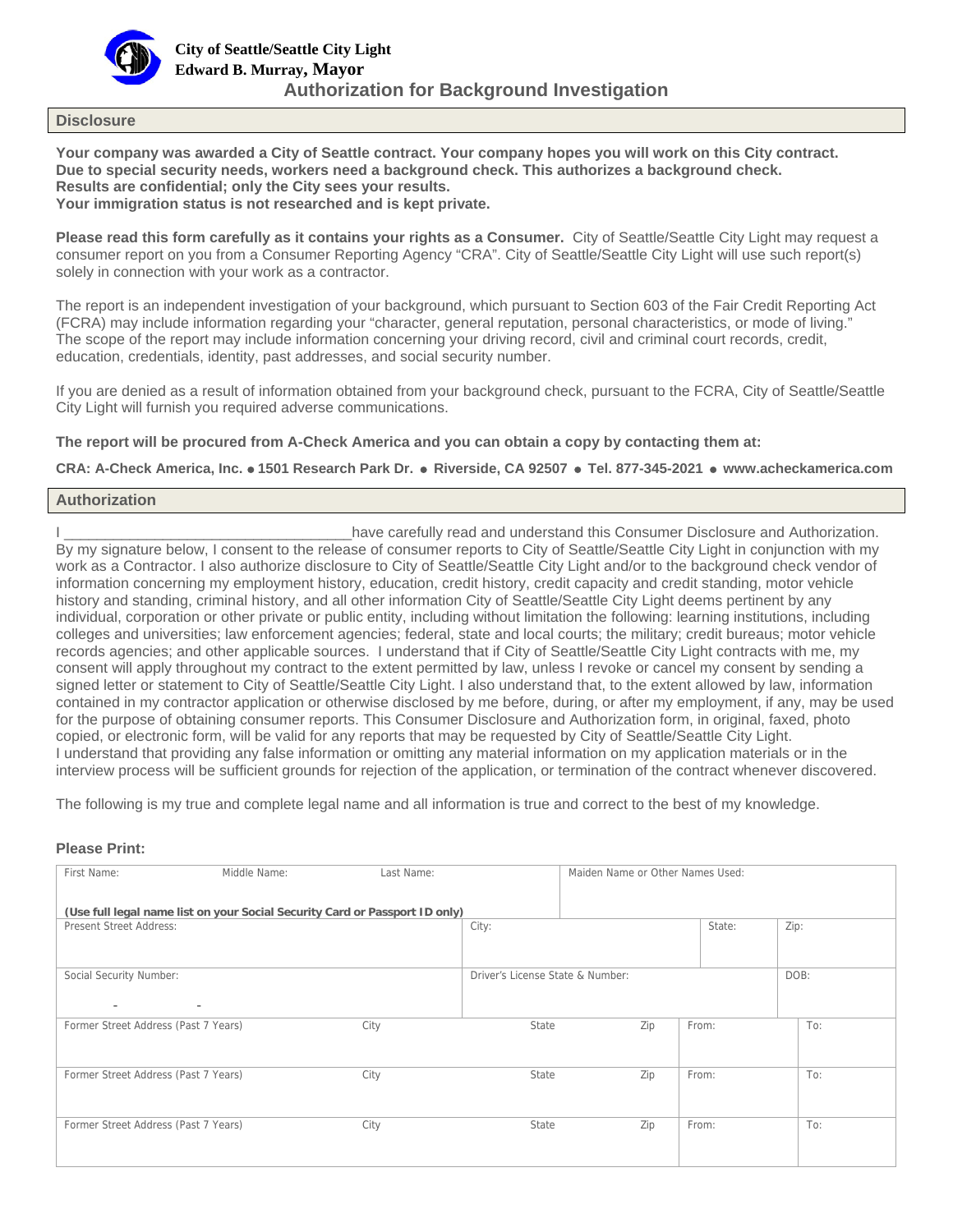**City of Seattle/Seattle City Light**
**Edward B. Murray, Mayor**

# Authorization for Background Investigation

## Disclosure

**Your company was awarded a City of Seattle contract. Your company hopes you will work on this City contract. Due to special security needs, workers need a background check. This authorizes a background check. Results are confidential; only the City sees your results. Your immigration status is not researched and is kept private.**

**Please read this form carefully as it contains your rights as a Consumer.** City of Seattle/Seattle City Light may request a consumer report on you from a Consumer Reporting Agency "CRA". City of Seattle/Seattle City Light will use such report(s) solely in connection with your work as a contractor.

The report is an independent investigation of your background, which pursuant to Section 603 of the Fair Credit Reporting Act (FCRA) may include information regarding your "character, general reputation, personal characteristics, or mode of living." The scope of the report may include information concerning your driving record, civil and criminal court records, credit, education, credentials, identity, past addresses, and social security number.

If you are denied as a result of information obtained from your background check, pursuant to the FCRA, City of Seattle/Seattle City Light will furnish you required adverse communications.

**The report will be procured from A-Check America and you can obtain a copy by contacting them at:**

**CRA: A-Check America, Inc. ● 1501 Research Park Dr. ● Riverside, CA 92507 ● Tel. 877-345-2021 ● www.acheckamerica.com**

## Authorization

I ___________________________________have carefully read and understand this Consumer Disclosure and Authorization. By my signature below, I consent to the release of consumer reports to City of Seattle/Seattle City Light in conjunction with my work as a Contractor. I also authorize disclosure to City of Seattle/Seattle City Light and/or to the background check vendor of information concerning my employment history, education, credit history, credit capacity and credit standing, motor vehicle history and standing, criminal history, and all other information City of Seattle/Seattle City Light deems pertinent by any individual, corporation or other private or public entity, including without limitation the following: learning institutions, including colleges and universities; law enforcement agencies; federal, state and local courts; the military; credit bureaus; motor vehicle records agencies; and other applicable sources. I understand that if City of Seattle/Seattle City Light contracts with me, my consent will apply throughout my contract to the extent permitted by law, unless I revoke or cancel my consent by sending a signed letter or statement to City of Seattle/Seattle City Light. I also understand that, to the extent allowed by law, information contained in my contractor application or otherwise disclosed by me before, during, or after my employment, if any, may be used for the purpose of obtaining consumer reports. This Consumer Disclosure and Authorization form, in original, faxed, photo copied, or electronic form, will be valid for any reports that may be requested by City of Seattle/Seattle City Light.
I understand that providing any false information or omitting any material information on my application materials or in the interview process will be sufficient grounds for rejection of the application, or termination of the contract whenever discovered.

The following is my true and complete legal name and all information is true and correct to the best of my knowledge.

**Please Print:**

| First Name: | Middle Name: | Last Name: | Maiden Name or Other Names Used: | | |
|---|---|---|---|---|---|
| **(Use full legal name list on your Social Security Card or Passport ID only)** | | | | | |
| Present Street Address: | | City: | | State: | Zip: |
| Social Security Number: - - | | Driver's License State & Number: | | | DOB: |
| Former Street Address (Past 7 Years) | City | State | Zip | From: | To: |
| Former Street Address (Past 7 Years) | City | State | Zip | From: | To: |
| Former Street Address (Past 7 Years) | City | State | Zip | From: | To: |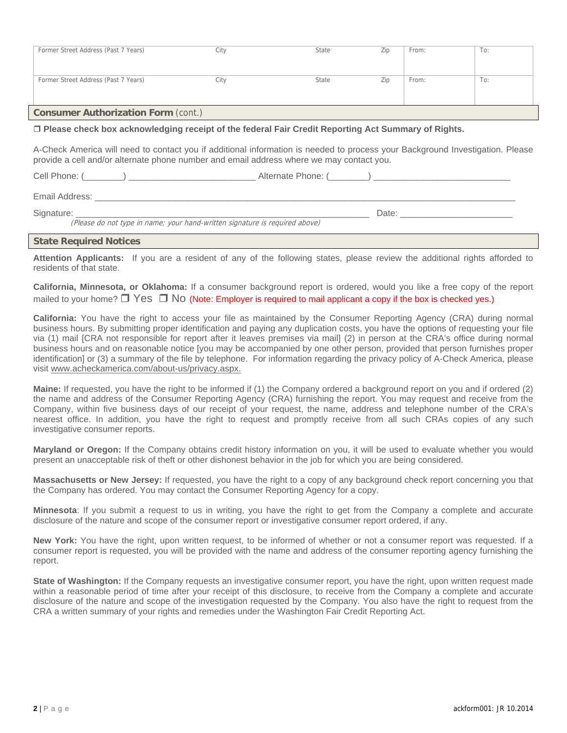| Former Street Address (Past 7 Years) | City | State | Zip | From: | To: |
|---|---|---|---|---|---|
| Former Street Address (Past 7 Years) | City | State | Zip | From: | To: |

## Consumer Authorization Form (cont.)

❒ **Please check box acknowledging receipt of the federal Fair Credit Reporting Act Summary of Rights.**

A-Check America will need to contact you if additional information is needed to process your Background Investigation. Please provide a cell and/or alternate phone number and email address where we may contact you.

Cell Phone: (________) __________________________ Alternate Phone: (________) ____________________________

Email Address: ___________________________________________________________________________________________

Signature: ______________________________________________________________ Date: ________________________

*(Please do not type in name; your hand-written signature is required above)*

## State Required Notices

**Attention Applicants:** If you are a resident of any of the following states, please review the additional rights afforded to residents of that state.

**California, Minnesota, or Oklahoma:** If a consumer background report is ordered, would you like a free copy of the report mailed to your home? ❒ Yes ❒ No (Note: Employer is required to mail applicant a copy if the box is checked yes.)

**California:** You have the right to access your file as maintained by the Consumer Reporting Agency (CRA) during normal business hours. By submitting proper identification and paying any duplication costs, you have the options of requesting your file via (1) mail [CRA not responsible for report after it leaves premises via mail] (2) in person at the CRA's office during normal business hours and on reasonable notice [you may be accompanied by one other person, provided that person furnishes proper identification] or (3) a summary of the file by telephone. For information regarding the privacy policy of A-Check America, please visit www.acheckamerica.com/about-us/privacy.aspx.

**Maine:** If requested, you have the right to be informed if (1) the Company ordered a background report on you and if ordered (2) the name and address of the Consumer Reporting Agency (CRA) furnishing the report. You may request and receive from the Company, within five business days of our receipt of your request, the name, address and telephone number of the CRA's nearest office. In addition, you have the right to request and promptly receive from all such CRAs copies of any such investigative consumer reports.

**Maryland or Oregon:** If the Company obtains credit history information on you, it will be used to evaluate whether you would present an unacceptable risk of theft or other dishonest behavior in the job for which you are being considered.

**Massachusetts or New Jersey:** If requested, you have the right to a copy of any background check report concerning you that the Company has ordered. You may contact the Consumer Reporting Agency for a copy.

**Minnesota**: If you submit a request to us in writing, you have the right to get from the Company a complete and accurate disclosure of the nature and scope of the consumer report or investigative consumer report ordered, if any.

**New York:** You have the right, upon written request, to be informed of whether or not a consumer report was requested. If a consumer report is requested, you will be provided with the name and address of the consumer reporting agency furnishing the report.

**State of Washington:** If the Company requests an investigative consumer report, you have the right, upon written request made within a reasonable period of time after your receipt of this disclosure, to receive from the Company a complete and accurate disclosure of the nature and scope of the investigation requested by the Company. You also have the right to request from the CRA a written summary of your rights and remedies under the Washington Fair Credit Reporting Act.

ackform001: JR 10.2014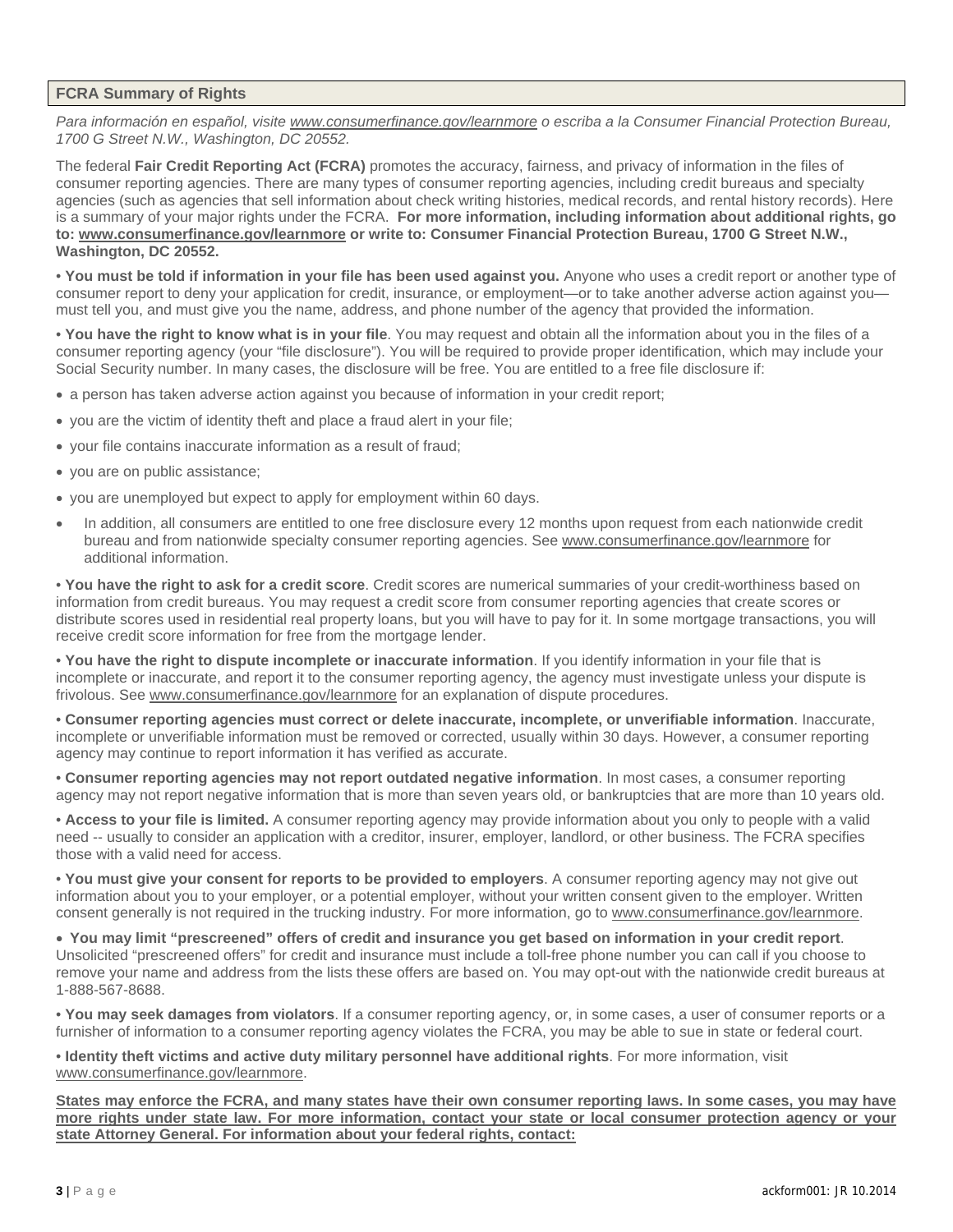## FCRA Summary of Rights

*Para información en español, visite www.consumerfinance.gov/learnmore o escriba a la Consumer Financial Protection Bureau, 1700 G Street N.W., Washington, DC 20552.*

The federal **Fair Credit Reporting Act (FCRA)** promotes the accuracy, fairness, and privacy of information in the files of consumer reporting agencies. There are many types of consumer reporting agencies, including credit bureaus and specialty agencies (such as agencies that sell information about check writing histories, medical records, and rental history records). Here is a summary of your major rights under the FCRA. **For more information, including information about additional rights, go to: www.consumerfinance.gov/learnmore or write to: Consumer Financial Protection Bureau, 1700 G Street N.W., Washington, DC 20552.**

• **You must be told if information in your file has been used against you.** Anyone who uses a credit report or another type of consumer report to deny your application for credit, insurance, or employment—or to take another adverse action against you—must tell you, and must give you the name, address, and phone number of the agency that provided the information.

• **You have the right to know what is in your file**. You may request and obtain all the information about you in the files of a consumer reporting agency (your "file disclosure"). You will be required to provide proper identification, which may include your Social Security number. In many cases, the disclosure will be free. You are entitled to a free file disclosure if:

- a person has taken adverse action against you because of information in your credit report;
- you are the victim of identity theft and place a fraud alert in your file;
- your file contains inaccurate information as a result of fraud;
- you are on public assistance;
- you are unemployed but expect to apply for employment within 60 days.
- In addition, all consumers are entitled to one free disclosure every 12 months upon request from each nationwide credit bureau and from nationwide specialty consumer reporting agencies. See www.consumerfinance.gov/learnmore for additional information.

• **You have the right to ask for a credit score**. Credit scores are numerical summaries of your credit-worthiness based on information from credit bureaus. You may request a credit score from consumer reporting agencies that create scores or distribute scores used in residential real property loans, but you will have to pay for it. In some mortgage transactions, you will receive credit score information for free from the mortgage lender.

• **You have the right to dispute incomplete or inaccurate information**. If you identify information in your file that is incomplete or inaccurate, and report it to the consumer reporting agency, the agency must investigate unless your dispute is frivolous. See www.consumerfinance.gov/learnmore for an explanation of dispute procedures.

• **Consumer reporting agencies must correct or delete inaccurate, incomplete, or unverifiable information**. Inaccurate, incomplete or unverifiable information must be removed or corrected, usually within 30 days. However, a consumer reporting agency may continue to report information it has verified as accurate.

• **Consumer reporting agencies may not report outdated negative information**. In most cases, a consumer reporting agency may not report negative information that is more than seven years old, or bankruptcies that are more than 10 years old.

• **Access to your file is limited.** A consumer reporting agency may provide information about you only to people with a valid need -- usually to consider an application with a creditor, insurer, employer, landlord, or other business. The FCRA specifies those with a valid need for access.

• **You must give your consent for reports to be provided to employers**. A consumer reporting agency may not give out information about you to your employer, or a potential employer, without your written consent given to the employer. Written consent generally is not required in the trucking industry. For more information, go to www.consumerfinance.gov/learnmore.

• **You may limit "prescreened" offers of credit and insurance you get based on information in your credit report**. Unsolicited "prescreened offers" for credit and insurance must include a toll-free phone number you can call if you choose to remove your name and address from the lists these offers are based on. You may opt-out with the nationwide credit bureaus at 1-888-567-8688.

• **You may seek damages from violators**. If a consumer reporting agency, or, in some cases, a user of consumer reports or a furnisher of information to a consumer reporting agency violates the FCRA, you may be able to sue in state or federal court.

• **Identity theft victims and active duty military personnel have additional rights**. For more information, visit www.consumerfinance.gov/learnmore.

**States may enforce the FCRA, and many states have their own consumer reporting laws. In some cases, you may have more rights under state law. For more information, contact your state or local consumer protection agency or your state Attorney General. For information about your federal rights, contact:**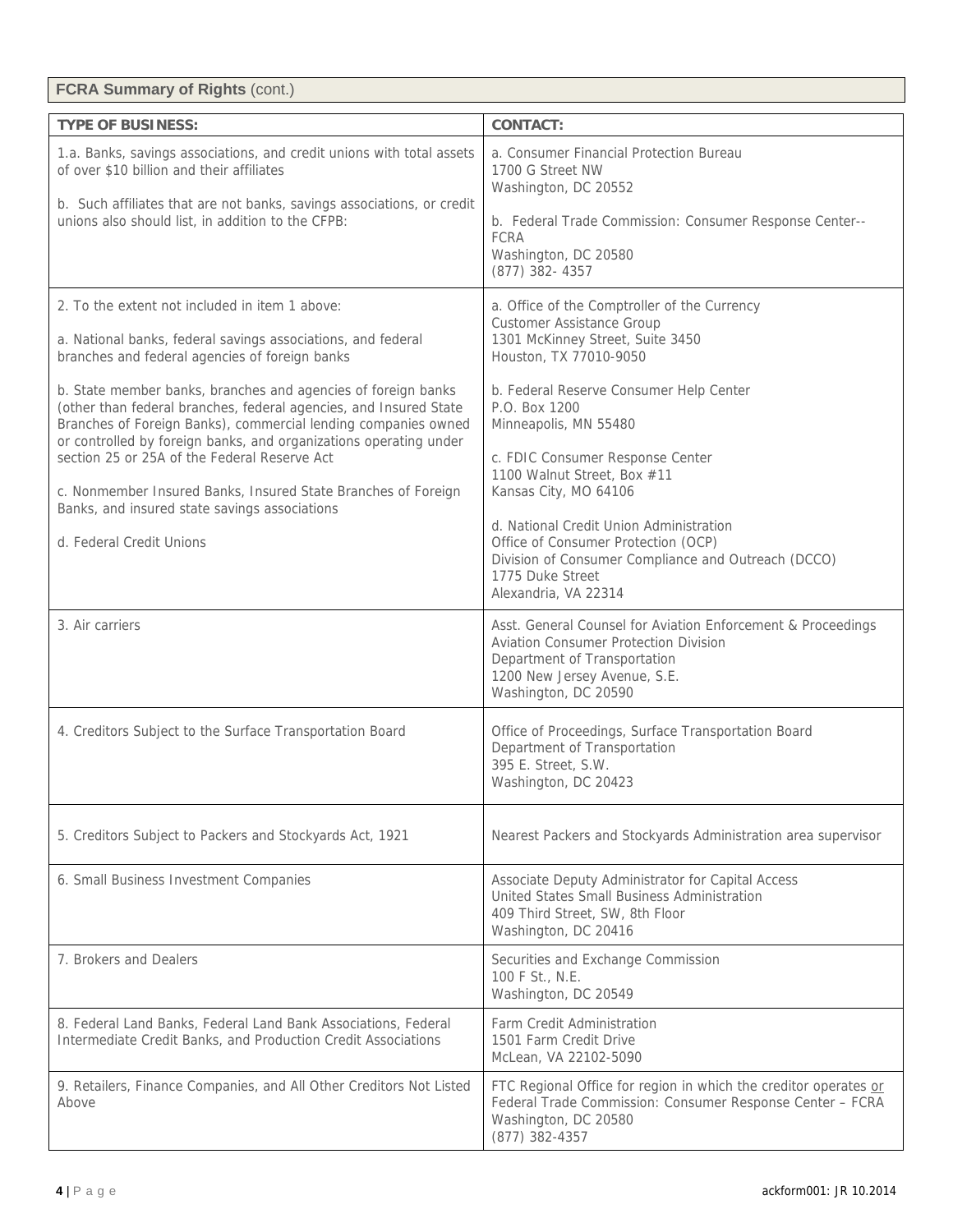## FCRA Summary of Rights (cont.)

| TYPE OF BUSINESS: | CONTACT: |
|---|---|
| 1.a. Banks, savings associations, and credit unions with total assets of over $10 billion and their affiliates<br><br>b. Such affiliates that are not banks, savings associations, or credit unions also should list, in addition to the CFPB: | a. Consumer Financial Protection Bureau<br>1700 G Street NW<br>Washington, DC 20552<br><br>b. Federal Trade Commission: Consumer Response Center--FCRA<br>Washington, DC 20580<br>(877) 382- 4357 |
| 2. To the extent not included in item 1 above:<br><br>a. National banks, federal savings associations, and federal branches and federal agencies of foreign banks<br><br>b. State member banks, branches and agencies of foreign banks (other than federal branches, federal agencies, and Insured State Branches of Foreign Banks), commercial lending companies owned or controlled by foreign banks, and organizations operating under section 25 or 25A of the Federal Reserve Act<br><br>c. Nonmember Insured Banks, Insured State Branches of Foreign Banks, and insured state savings associations<br><br>d. Federal Credit Unions | a. Office of the Comptroller of the Currency<br>Customer Assistance Group<br>1301 McKinney Street, Suite 3450<br>Houston, TX 77010-9050<br><br>b. Federal Reserve Consumer Help Center<br>P.O. Box 1200<br>Minneapolis, MN 55480<br><br>c. FDIC Consumer Response Center<br>1100 Walnut Street, Box #11<br>Kansas City, MO 64106<br><br>d. National Credit Union Administration<br>Office of Consumer Protection (OCP)<br>Division of Consumer Compliance and Outreach (DCCO)<br>1775 Duke Street<br>Alexandria, VA 22314 |
| 3. Air carriers | Asst. General Counsel for Aviation Enforcement & Proceedings<br>Aviation Consumer Protection Division<br>Department of Transportation<br>1200 New Jersey Avenue, S.E.<br>Washington, DC 20590 |
| 4. Creditors Subject to the Surface Transportation Board | Office of Proceedings, Surface Transportation Board<br>Department of Transportation<br>395 E. Street, S.W.<br>Washington, DC 20423 |
| 5. Creditors Subject to Packers and Stockyards Act, 1921 | Nearest Packers and Stockyards Administration area supervisor |
| 6. Small Business Investment Companies | Associate Deputy Administrator for Capital Access<br>United States Small Business Administration<br>409 Third Street, SW, 8th Floor<br>Washington, DC 20416 |
| 7. Brokers and Dealers | Securities and Exchange Commission<br>100 F St., N.E.<br>Washington, DC 20549 |
| 8. Federal Land Banks, Federal Land Bank Associations, Federal Intermediate Credit Banks, and Production Credit Associations | Farm Credit Administration<br>1501 Farm Credit Drive<br>McLean, VA 22102-5090 |
| 9. Retailers, Finance Companies, and All Other Creditors Not Listed Above | FTC Regional Office for region in which the creditor operates <u>or</u> Federal Trade Commission: Consumer Response Center – FCRA<br>Washington, DC 20580<br>(877) 382-4357 |

ackform001: JR 10.2014